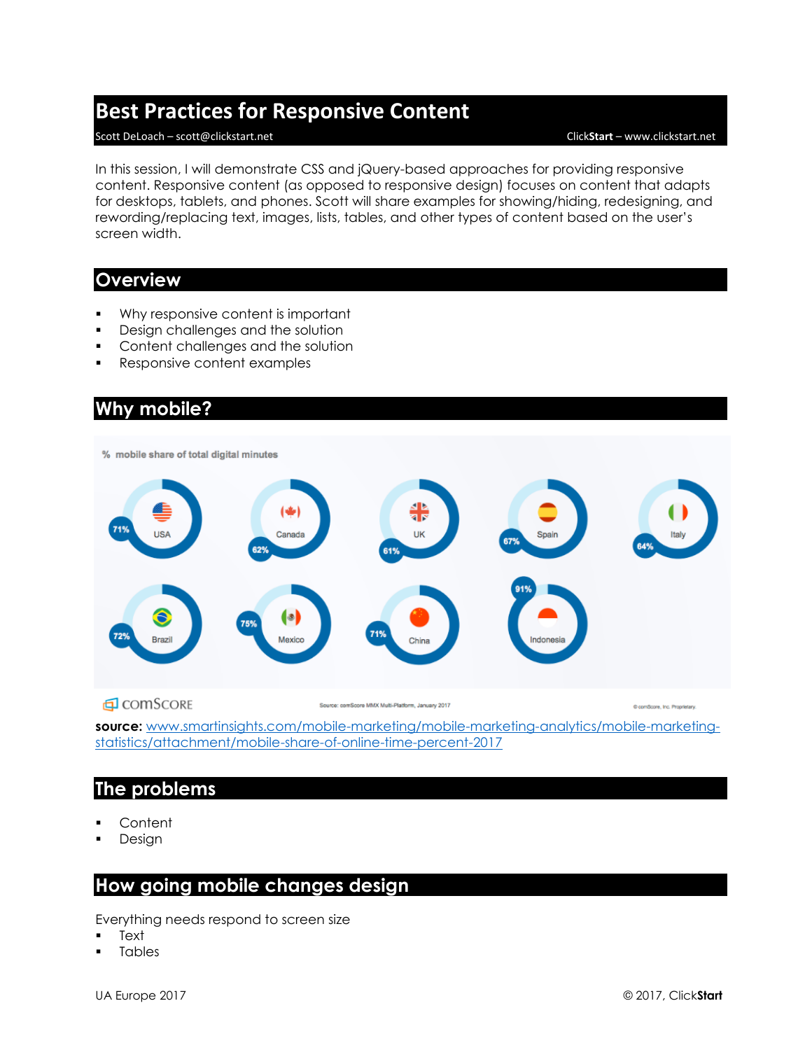# Best Practices for Responsive Content

Scott DeLoach – scott@clickstart.net | **ClickStart** – www.clickstart.net

In this session, I will demonstrate CSS and jQuery-based approaches for providing responsive content. Responsive content (as opposed to responsive design) focuses on content that adapts for desktops, tablets, and phones. Scott will share examples for showing/hiding, redesigning, and rewording/replacing text, images, lists, tables, and other types of content based on the user's screen width.

## Overview

- Why responsive content is important
- Design challenges and the solution
- Content challenges and the solution
- Responsive content examples

## Why mobile?

**source:** [www.smartinsights.com/mobile-marketing/mobile-marketing-analytics/mobile-marketing-statistics/attachment/mobile-share-of-online-time-percent-2017](www.smartinsights.com/mobile-marketing/mobile-marketing-analytics/mobile-marketing-statistics/attachment/mobile-share-of-online-time-percent-2017)

## The problems

- Content
- Design

## How going mobile changes design

Everything needs respond to screen size

- Text
- Tables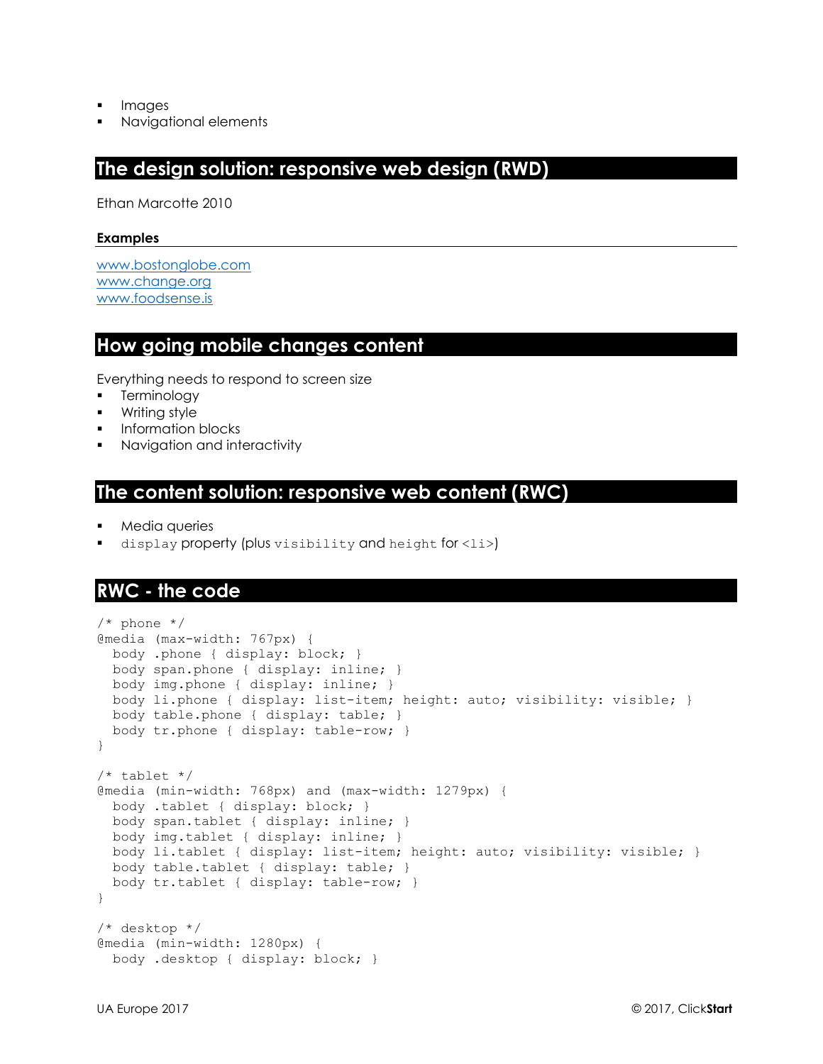- Images
- Navigational elements

## The design solution: responsive web design (RWD)

Ethan Marcotte 2010

### Examples

[www.bostonglobe.com](http://www.bostonglobe.com)
[www.change.org](http://www.change.org)
[www.foodsense.is](http://www.foodsense.is)

## How going mobile changes content

Everything needs to respond to screen size

- Terminology
- Writing style
- Information blocks
- Navigation and interactivity

## The content solution: responsive web content (RWC)

- Media queries
- `display` property (plus `visibility` and `height` for `<li>`)

## RWC - the code

```
/* phone */
@media (max-width: 767px) {
  body .phone { display: block; }
  body span.phone { display: inline; }
  body img.phone { display: inline; }
  body li.phone { display: list-item; height: auto; visibility: visible; }
  body table.phone { display: table; }
  body tr.phone { display: table-row; }
}

/* tablet */
@media (min-width: 768px) and (max-width: 1279px) {
  body .tablet { display: block; }
  body span.tablet { display: inline; }
  body img.tablet { display: inline; }
  body li.tablet { display: list-item; height: auto; visibility: visible; }
  body table.tablet { display: table; }
  body tr.tablet { display: table-row; }
}

/* desktop */
@media (min-width: 1280px) {
  body .desktop { display: block; }
```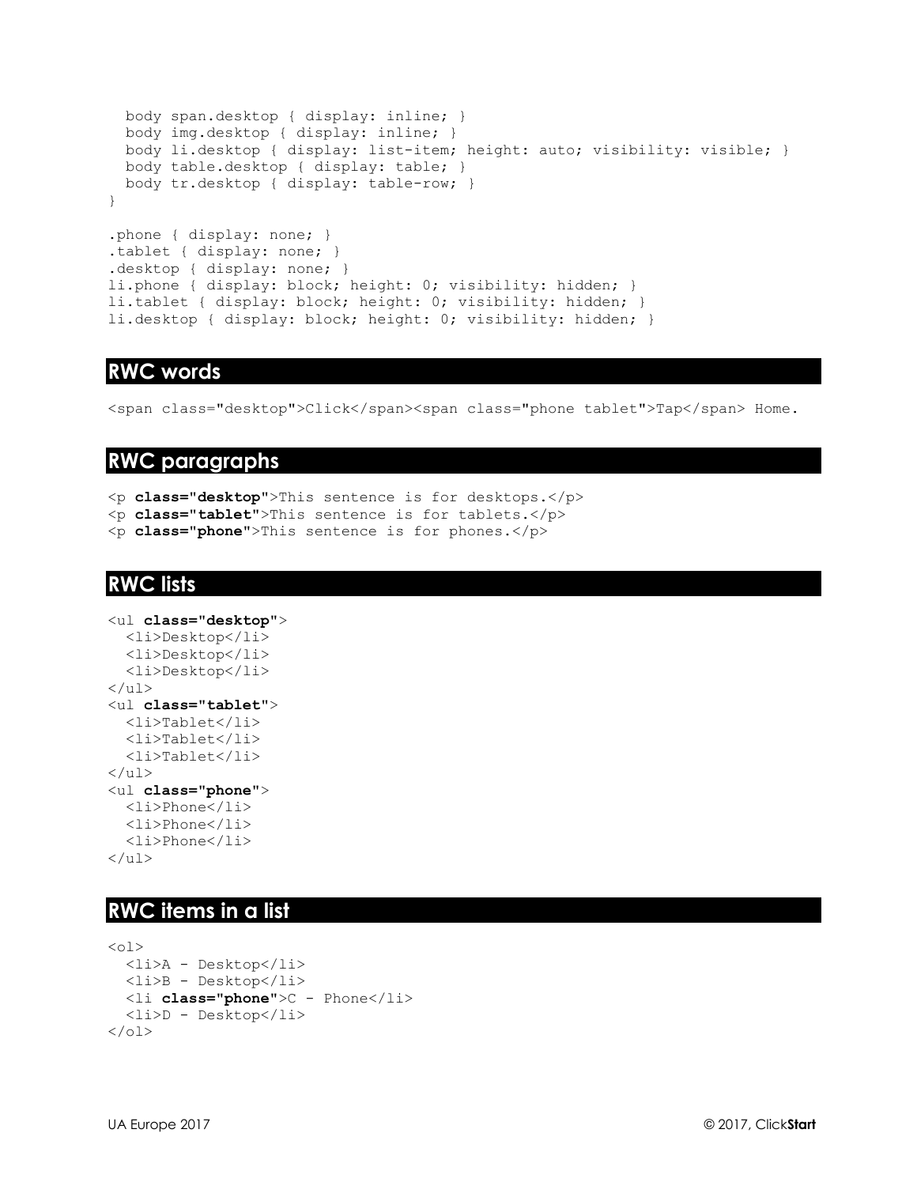```
  body span.desktop { display: inline; }
  body img.desktop { display: inline; }
  body li.desktop { display: list-item; height: auto; visibility: visible; }
  body table.desktop { display: table; }
  body tr.desktop { display: table-row; }
}

.phone { display: none; }
.tablet { display: none; }
.desktop { display: none; }
li.phone { display: block; height: 0; visibility: hidden; }
li.tablet { display: block; height: 0; visibility: hidden; }
li.desktop { display: block; height: 0; visibility: hidden; }
```

## RWC words

```
<span class="desktop">Click</span><span class="phone tablet">Tap</span> Home.
```

## RWC paragraphs

```
<p class="desktop">This sentence is for desktops.</p>
<p class="tablet">This sentence is for tablets.</p>
<p class="phone">This sentence is for phones.</p>
```

## RWC lists

```
<ul class="desktop">
  <li>Desktop</li>
  <li>Desktop</li>
  <li>Desktop</li>
</ul>
<ul class="tablet">
  <li>Tablet</li>
  <li>Tablet</li>
  <li>Tablet</li>
</ul>
<ul class="phone">
  <li>Phone</li>
  <li>Phone</li>
  <li>Phone</li>
</ul>
```

## RWC items in a list

```
<ol>
  <li>A - Desktop</li>
  <li>B - Desktop</li>
  <li class="phone">C - Phone</li>
  <li>D - Desktop</li>
</ol>
```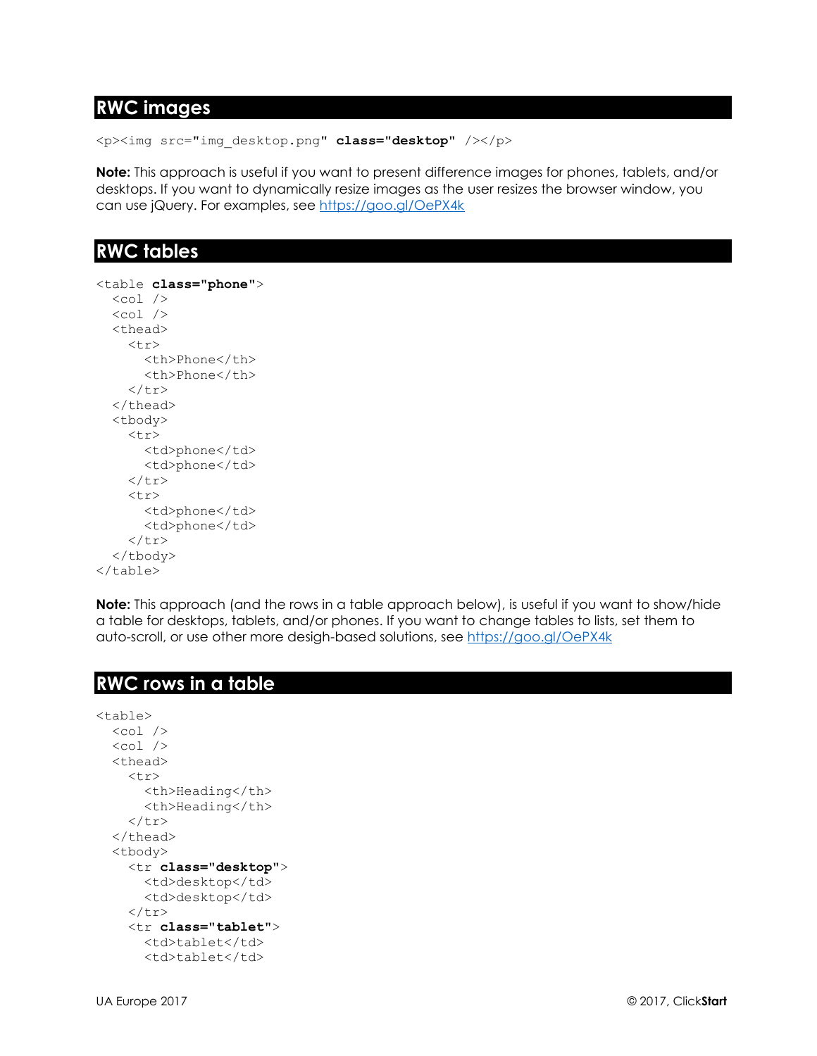## RWC images

```
<p><img src="img_desktop.png" class="desktop" /></p>
```

**Note:** This approach is useful if you want to present difference images for phones, tablets, and/or desktops. If you want to dynamically resize images as the user resizes the browser window, you can use jQuery. For examples, see https://goo.gl/OePX4k

## RWC tables

```
<table class="phone">
  <col />
  <col />
  <thead>
    <tr>
      <th>Phone</th>
      <th>Phone</th>
    </tr>
  </thead>
  <tbody>
    <tr>
      <td>phone</td>
      <td>phone</td>
    </tr>
    <tr>
      <td>phone</td>
      <td>phone</td>
    </tr>
  </tbody>
</table>
```

**Note:** This approach (and the rows in a table approach below), is useful if you want to show/hide a table for desktops, tablets, and/or phones. If you want to change tables to lists, set them to auto-scroll, or use other more desigh-based solutions, see https://goo.gl/OePX4k

## RWC rows in a table

```
<table>
  <col />
  <col />
  <thead>
    <tr>
      <th>Heading</th>
      <th>Heading</th>
    </tr>
  </thead>
  <tbody>
    <tr class="desktop">
      <td>desktop</td>
      <td>desktop</td>
    </tr>
    <tr class="tablet">
      <td>tablet</td>
      <td>tablet</td>
```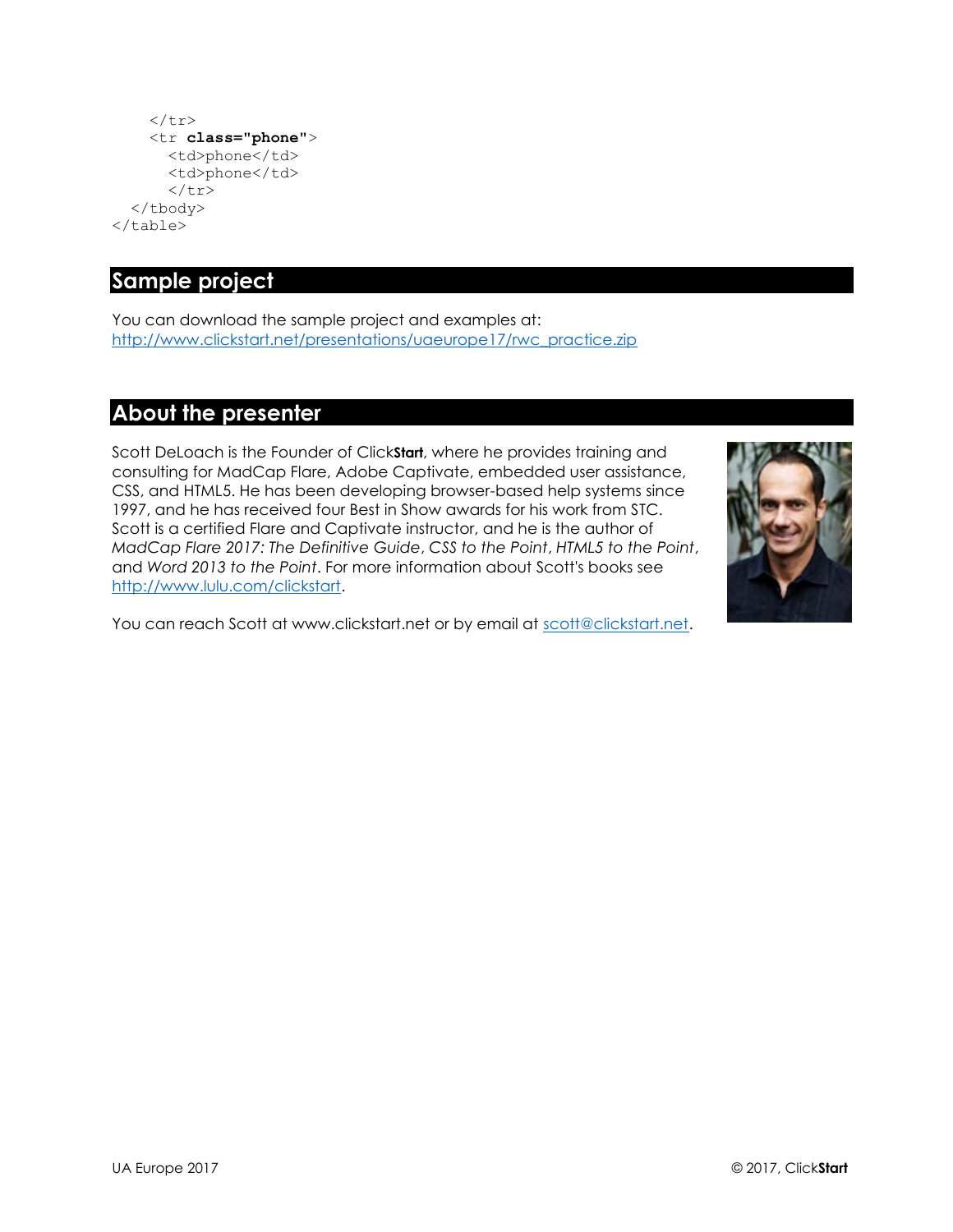```
    </tr>
    <tr class="phone">
      <td>phone</td>
      <td>phone</td>
      </tr>
  </tbody>
</table>
```

## Sample project

You can download the sample project and examples at:
http://www.clickstart.net/presentations/uaeurope17/rwc_practice.zip

## About the presenter

Scott DeLoach is the Founder of Click**Start**, where he provides training and consulting for MadCap Flare, Adobe Captivate, embedded user assistance, CSS, and HTML5. He has been developing browser-based help systems since 1997, and he has received four Best in Show awards for his work from STC. Scott is a certified Flare and Captivate instructor, and he is the author of *MadCap Flare 2017: The Definitive Guide*, *CSS to the Point*, *HTML5 to the Point*, and *Word 2013 to the Point*. For more information about Scott's books see http://www.lulu.com/clickstart.

You can reach Scott at www.clickstart.net or by email at scott@clickstart.net.